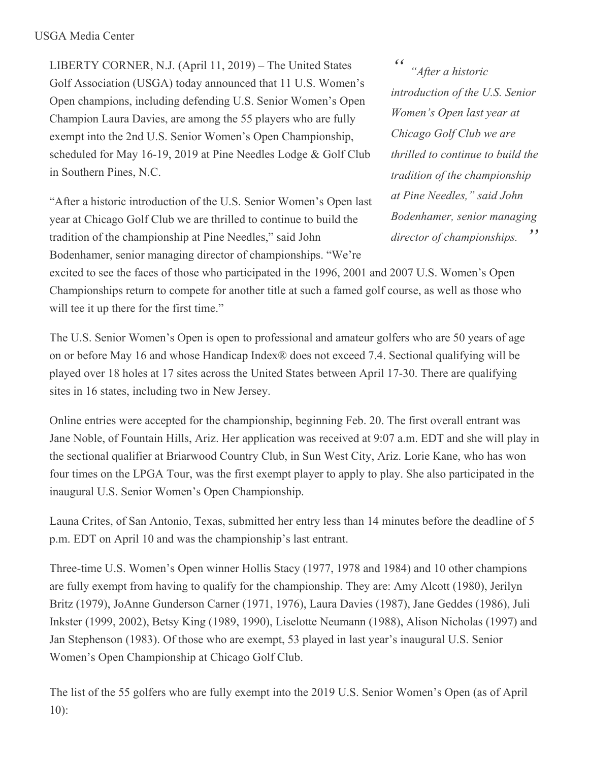USGA Media Center

LIBERTY CORNER, N.J. (April 11, 2019) – The United States Golf Association (USGA) today announced that 11 U.S. Women's Open champions, including defending U.S. Senior Women's Open Champion Laura Davies, are among the 55 players who are fully exempt into the 2nd U.S. Senior Women's Open Championship, scheduled for May 16-19, 2019 at Pine Needles Lodge & Golf Club in Southern Pines, N.C.

> *"After a historic introduction of the U.S. Senior Women's Open last year at Chicago Golf Club we are thrilled to continue to build the tradition of the championship at Pine Needles," said John Bodenhamer, senior managing director of championships.*

"After a historic introduction of the U.S. Senior Women's Open last year at Chicago Golf Club we are thrilled to continue to build the tradition of the championship at Pine Needles," said John Bodenhamer, senior managing director of championships. "We're excited to see the faces of those who participated in the 1996, 2001 and 2007 U.S. Women's Open Championships return to compete for another title at such a famed golf course, as well as those who will tee it up there for the first time."

The U.S. Senior Women's Open is open to professional and amateur golfers who are 50 years of age on or before May 16 and whose Handicap Index® does not exceed 7.4. Sectional qualifying will be played over 18 holes at 17 sites across the United States between April 17-30. There are qualifying sites in 16 states, including two in New Jersey.

Online entries were accepted for the championship, beginning Feb. 20. The first overall entrant was Jane Noble, of Fountain Hills, Ariz. Her application was received at 9:07 a.m. EDT and she will play in the sectional qualifier at Briarwood Country Club, in Sun West City, Ariz. Lorie Kane, who has won four times on the LPGA Tour, was the first exempt player to apply to play. She also participated in the inaugural U.S. Senior Women's Open Championship.

Launa Crites, of San Antonio, Texas, submitted her entry less than 14 minutes before the deadline of 5 p.m. EDT on April 10 and was the championship's last entrant.

Three-time U.S. Women's Open winner Hollis Stacy (1977, 1978 and 1984) and 10 other champions are fully exempt from having to qualify for the championship. They are: Amy Alcott (1980), Jerilyn Britz (1979), JoAnne Gunderson Carner (1971, 1976), Laura Davies (1987), Jane Geddes (1986), Juli Inkster (1999, 2002), Betsy King (1989, 1990), Liselotte Neumann (1988), Alison Nicholas (1997) and Jan Stephenson (1983). Of those who are exempt, 53 played in last year's inaugural U.S. Senior Women's Open Championship at Chicago Golf Club.

The list of the 55 golfers who are fully exempt into the 2019 U.S. Senior Women's Open (as of April 10):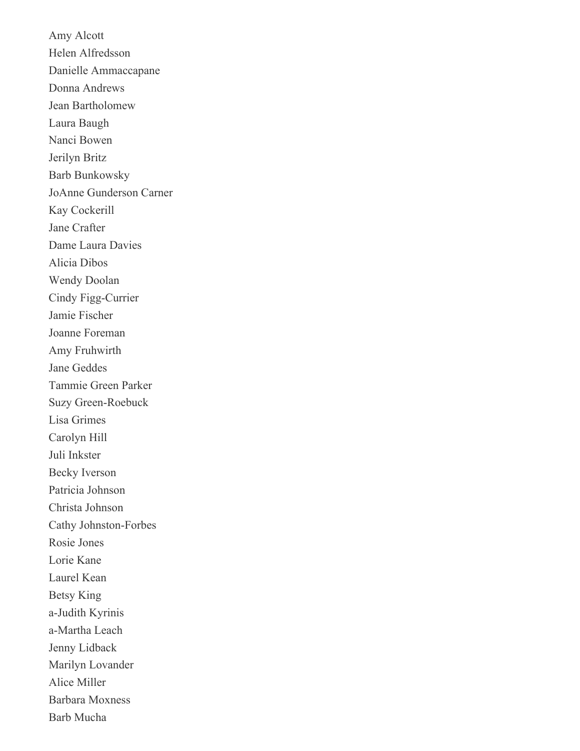Amy Alcott

Helen Alfredsson

Danielle Ammaccapane

Donna Andrews

Jean Bartholomew

Laura Baugh

Nanci Bowen

Jerilyn Britz

Barb Bunkowsky

JoAnne Gunderson Carner

Kay Cockerill

Jane Crafter

Dame Laura Davies

Alicia Dibos

Wendy Doolan

Cindy Figg-Currier

Jamie Fischer

Joanne Foreman

Amy Fruhwirth

Jane Geddes

Tammie Green Parker

Suzy Green-Roebuck

Lisa Grimes

Carolyn Hill

Juli Inkster

Becky Iverson

Patricia Johnson

Christa Johnson

Cathy Johnston-Forbes

Rosie Jones

Lorie Kane

Laurel Kean

Betsy King

a-Judith Kyrinis

a-Martha Leach

Jenny Lidback

Marilyn Lovander

Alice Miller

Barbara Moxness

Barb Mucha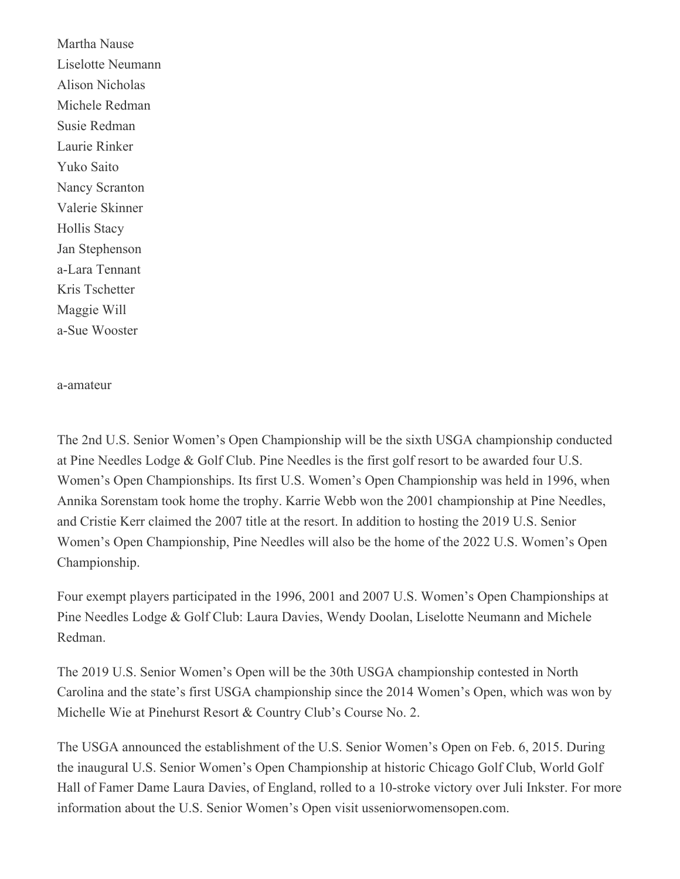Martha Nause
Liselotte Neumann
Alison Nicholas
Michele Redman
Susie Redman
Laurie Rinker
Yuko Saito
Nancy Scranton
Valerie Skinner
Hollis Stacy
Jan Stephenson
a-Lara Tennant
Kris Tschetter
Maggie Will
a-Sue Wooster

a-amateur

The 2nd U.S. Senior Women's Open Championship will be the sixth USGA championship conducted at Pine Needles Lodge & Golf Club. Pine Needles is the first golf resort to be awarded four U.S. Women's Open Championships. Its first U.S. Women's Open Championship was held in 1996, when Annika Sorenstam took home the trophy. Karrie Webb won the 2001 championship at Pine Needles, and Cristie Kerr claimed the 2007 title at the resort. In addition to hosting the 2019 U.S. Senior Women's Open Championship, Pine Needles will also be the home of the 2022 U.S. Women's Open Championship.

Four exempt players participated in the 1996, 2001 and 2007 U.S. Women's Open Championships at Pine Needles Lodge & Golf Club: Laura Davies, Wendy Doolan, Liselotte Neumann and Michele Redman.

The 2019 U.S. Senior Women's Open will be the 30th USGA championship contested in North Carolina and the state's first USGA championship since the 2014 Women's Open, which was won by Michelle Wie at Pinehurst Resort & Country Club's Course No. 2.

The USGA announced the establishment of the U.S. Senior Women's Open on Feb. 6, 2015. During the inaugural U.S. Senior Women's Open Championship at historic Chicago Golf Club, World Golf Hall of Famer Dame Laura Davies, of England, rolled to a 10-stroke victory over Juli Inkster. For more information about the U.S. Senior Women's Open visit usseniorwomensopen.com.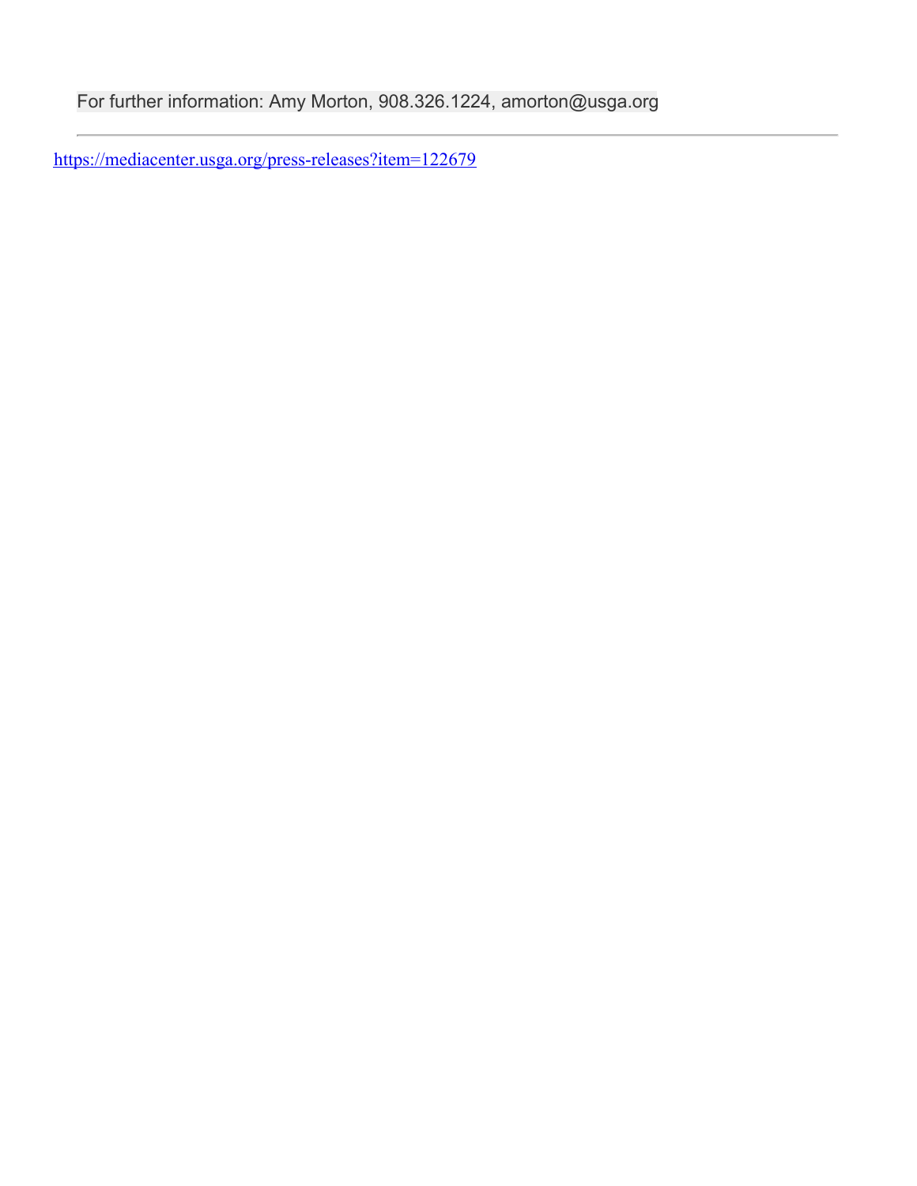For further information: Amy Morton, 908.326.1224, amorton@usga.org

---

https://mediacenter.usga.org/press-releases?item=122679